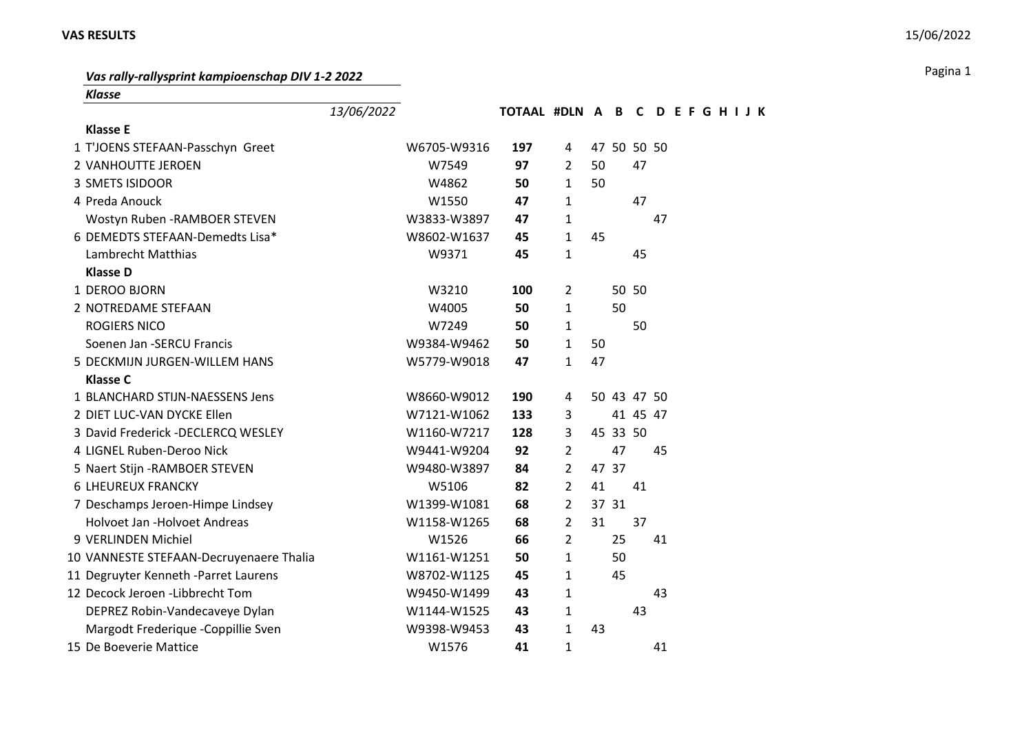## Vas rally-rallysprint kampioenschap DIV 1-2 2022

*Klasse*

| | 13/06/2022 | | TOTAAL | #DLN | A | B | C | D | E | F | G | H | I | J | K |
|---|---|---|---|---|---|---|---|---|---|---|---|---|---|---|---|
| | **Klasse E** | | | | | | | | | | | | | | |
| 1 | T'JOENS STEFAAN-Passchyn Greet | W6705-W9316 | **197** | 4 | 47 | 50 | 50 | 50 | | | | | | | |
| 2 | VANHOUTTE JEROEN | W7549 | **97** | 2 | 50 | | 47 | | | | | | | | |
| 3 | SMETS ISIDOOR | W4862 | **50** | 1 | 50 | | | | | | | | | | |
| 4 | Preda Anouck | W1550 | **47** | 1 | | | 47 | | | | | | | | |
| | Wostyn Ruben -RAMBOER STEVEN | W3833-W3897 | **47** | 1 | | | | 47 | | | | | | | |
| 6 | DEMEDTS STEFAAN-Demedts Lisa* | W8602-W1637 | **45** | 1 | 45 | | | | | | | | | | |
| | Lambrecht Matthias | W9371 | **45** | 1 | | | 45 | | | | | | | | |
| | **Klasse D** | | | | | | | | | | | | | | |
| 1 | DEROO BJORN | W3210 | **100** | 2 | | 50 | 50 | | | | | | | | |
| 2 | NOTREDAME STEFAAN | W4005 | **50** | 1 | | 50 | | | | | | | | | |
| | ROGIERS NICO | W7249 | **50** | 1 | | | 50 | | | | | | | | |
| | Soenen Jan -SERCU Francis | W9384-W9462 | **50** | 1 | 50 | | | | | | | | | | |
| 5 | DECKMIJN JURGEN-WILLEM HANS | W5779-W9018 | **47** | 1 | 47 | | | | | | | | | | |
| | **Klasse C** | | | | | | | | | | | | | | |
| 1 | BLANCHARD STIJN-NAESSENS Jens | W8660-W9012 | **190** | 4 | 50 | 43 | 47 | 50 | | | | | | | |
| 2 | DIET LUC-VAN DYCKE Ellen | W7121-W1062 | **133** | 3 | | 41 | 45 | 47 | | | | | | | |
| 3 | David Frederick -DECLERCQ WESLEY | W1160-W7217 | **128** | 3 | 45 | 33 | 50 | | | | | | | | |
| 4 | LIGNEL Ruben-Deroo Nick | W9441-W9204 | **92** | 2 | | 47 | | 45 | | | | | | | |
| 5 | Naert Stijn -RAMBOER STEVEN | W9480-W3897 | **84** | 2 | 47 | 37 | | | | | | | | | |
| 6 | LHEUREUX FRANCKY | W5106 | **82** | 2 | 41 | | 41 | | | | | | | | |
| 7 | Deschamps Jeroen-Himpe Lindsey | W1399-W1081 | **68** | 2 | 37 | 31 | | | | | | | | | |
| | Holvoet Jan -Holvoet Andreas | W1158-W1265 | **68** | 2 | 31 | | 37 | | | | | | | | |
| 9 | VERLINDEN Michiel | W1526 | **66** | 2 | | 25 | | 41 | | | | | | | |
| 10 | VANNESTE STEFAAN-Decruyenaere Thalia | W1161-W1251 | **50** | 1 | | 50 | | | | | | | | | |
| 11 | Degruyter Kenneth -Parret Laurens | W8702-W1125 | **45** | 1 | | 45 | | | | | | | | | |
| 12 | Decock Jeroen -Libbrecht Tom | W9450-W1499 | **43** | 1 | | | | 43 | | | | | | | |
| | DEPREZ Robin-Vandecaveye Dylan | W1144-W1525 | **43** | 1 | | | 43 | | | | | | | | |
| | Margodt Frederique -Coppillie Sven | W9398-W9453 | **43** | 1 | 43 | | | | | | | | | | |
| 15 | De Boeverie Mattice | W1576 | **41** | 1 | | | | 41 | | | | | | | |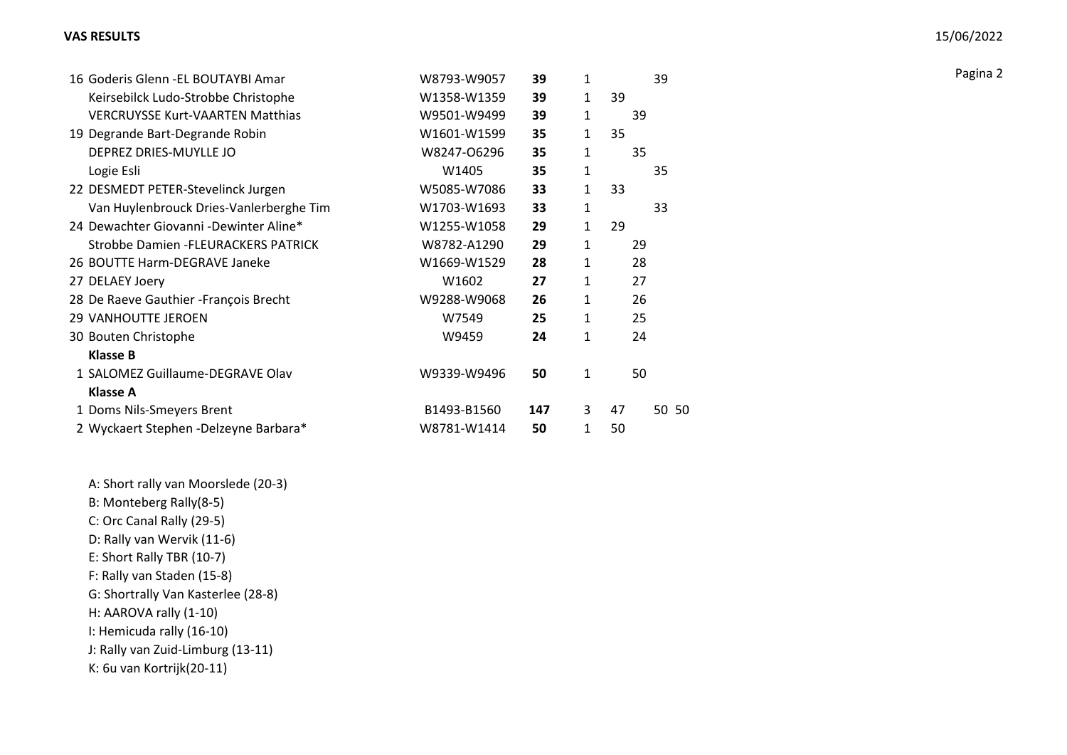| | | | | | | | | |
|---|---|---|---|---|---|---|---|---|
| 16 | Goderis Glenn -EL BOUTAYBI Amar | W8793-W9057 | **39** | 1 | | | 39 | |
| | Keirsebilck Ludo-Strobbe Christophe | W1358-W1359 | **39** | 1 | 39 | | | |
| | VERCRUYSSE Kurt-VAARTEN Matthias | W9501-W9499 | **39** | 1 | | 39 | | |
| 19 | Degrande Bart-Degrande Robin | W1601-W1599 | **35** | 1 | 35 | | | |
| | DEPREZ DRIES-MUYLLE JO | W8247-O6296 | **35** | 1 | | 35 | | |
| | Logie Esli | W1405 | **35** | 1 | | | 35 | |
| 22 | DESMEDT PETER-Stevelinck Jurgen | W5085-W7086 | **33** | 1 | 33 | | | |
| | Van Huylenbrouck Dries-Vanlerberghe Tim | W1703-W1693 | **33** | 1 | | | 33 | |
| 24 | Dewachter Giovanni -Dewinter Aline* | W1255-W1058 | **29** | 1 | 29 | | | |
| | Strobbe Damien -FLEURACKERS PATRICK | W8782-A1290 | **29** | 1 | | 29 | | |
| 26 | BOUTTE Harm-DEGRAVE Janeke | W1669-W1529 | **28** | 1 | | 28 | | |
| 27 | DELAEY Joery | W1602 | **27** | 1 | | 27 | | |
| 28 | De Raeve Gauthier -François Brecht | W9288-W9068 | **26** | 1 | | 26 | | |
| 29 | VANHOUTTE JEROEN | W7549 | **25** | 1 | | 25 | | |
| 30 | Bouten Christophe | W9459 | **24** | 1 | | 24 | | |
| | **Klasse B** | | | | | | | |
| 1 | SALOMEZ Guillaume-DEGRAVE Olav | W9339-W9496 | **50** | 1 | | 50 | | |
| | **Klasse A** | | | | | | | |
| 1 | Doms Nils-Smeyers Brent | B1493-B1560 | **147** | 3 | 47 | | 50 | 50 |
| 2 | Wyckaert Stephen -Delzeyne Barbara* | W8781-W1414 | **50** | 1 | 50 | | | |

A: Short rally van Moorslede (20-3)
B: Monteberg Rally(8-5)
C: Orc Canal Rally (29-5)
D: Rally van Wervik (11-6)
E: Short Rally TBR (10-7)
F: Rally van Staden (15-8)
G: Shortrally Van Kasterlee (28-8)
H: AAROVA rally (1-10)
I: Hemicuda rally (16-10)
J: Rally van Zuid-Limburg (13-11)
K: 6u van Kortrijk(20-11)